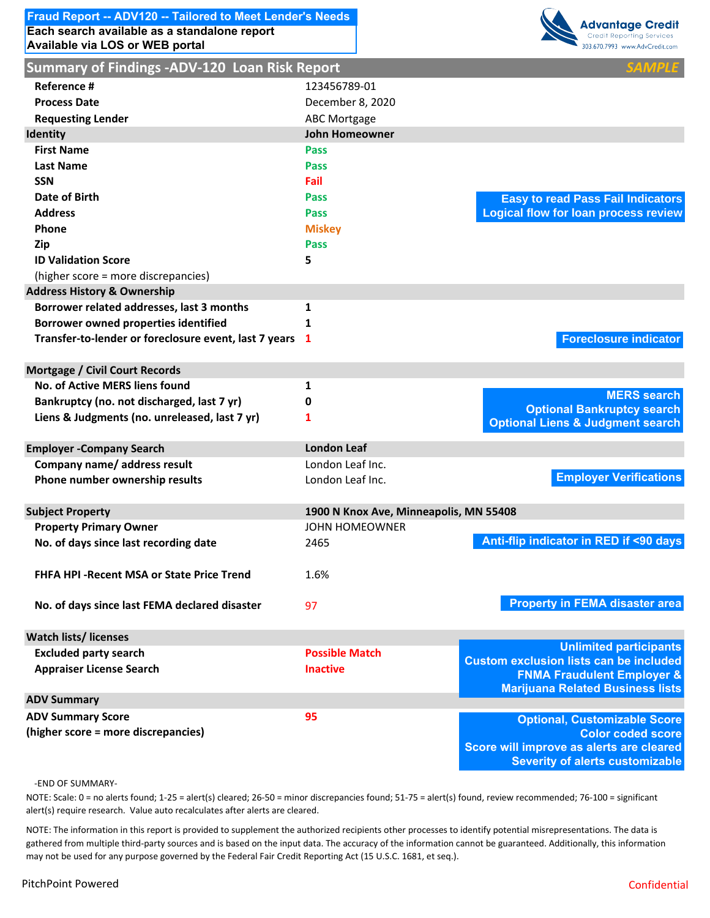**Fraud Report -- ADV120 -- Tailored to Meet Lender's Needs**
**Each search available as a standalone report**
**Available via LOS or WEB portal**

Advantage Credit
Credit Reporting Services
303.670.7993 www.AdvCredit.com

## Summary of Findings -ADV-120 Loan Risk Report

*SAMPLE*

| | |
|---|---|
| **Reference #** | 123456789-01 |
| **Process Date** | December 8, 2020 |
| **Requesting Lender** | ABC Mortgage |
| **Identity** | **John Homeowner** |
| **First Name** | Pass |
| **Last Name** | Pass |
| **SSN** | Fail |
| **Date of Birth** | Pass |
| **Address** | Pass |
| **Phone** | Miskey |
| **Zip** | Pass |
| **ID Validation Score** | **5** |
| (higher score = more discrepancies) | |

**Easy to read Pass Fail Indicators**
**Logical flow for loan process review**

| | |
|---|---|
| **Address History & Ownership** | |
| **Borrower related addresses, last 3 months** | **1** |
| **Borrower owned properties identified** | **1** |
| **Transfer-to-lender or foreclosure event, last 7 years** | **1** |

**Foreclosure indicator**

| | |
|---|---|
| **Mortgage / Civil Court Records** | |
| **No. of Active MERS liens found** | **1** |
| **Bankruptcy (no. not discharged, last 7 yr)** | **0** |
| **Liens & Judgments (no. unreleased, last 7 yr)** | **1** |

**MERS search**
**Optional Bankruptcy search**
**Optional Liens & Judgment search**

| | |
|---|---|
| **Employer -Company Search** | **London Leaf** |
| **Company name/ address result** | London Leaf Inc. |
| **Phone number ownership results** | London Leaf Inc. |

**Employer Verifications**

| | |
|---|---|
| **Subject Property** | **1900 N Knox Ave, Minneapolis, MN 55408** |
| **Property Primary Owner** | JOHN HOMEOWNER |
| **No. of days since last recording date** | 2465 |
| **FHFA HPI -Recent MSA or State Price Trend** | 1.6% |
| **No. of days since last FEMA declared disaster** | 97 |

**Anti-flip indicator in RED if <90 days**

**Property in FEMA disaster area**

| | |
|---|---|
| **Watch lists/ licenses** | |
| **Excluded party search** | **Possible Match** |
| **Appraiser License Search** | **Inactive** |

**Unlimited participants**
**Custom exclusion lists can be included**
**FNMA Fraudulent Employer &**
**Marijuana Related Business lists**

| | |
|---|---|
| **ADV Summary** | |
| **ADV Summary Score** | **95** |
| **(higher score = more discrepancies)** | |

**Optional, Customizable Score**
**Color coded score**
**Score will improve as alerts are cleared**
**Severity of alerts customizable**

-END OF SUMMARY-

NOTE: Scale: 0 = no alerts found; 1-25 = alert(s) cleared; 26-50 = minor discrepancies found; 51-75 = alert(s) found, review recommended; 76-100 = significant alert(s) require research. Value auto recalculates after alerts are cleared.

NOTE: The information in this report is provided to supplement the authorized recipients other processes to identify potential misrepresentations. The data is gathered from multiple third-party sources and is based on the input data. The accuracy of the information cannot be guaranteed. Additionally, this information may not be used for any purpose governed by the Federal Fair Credit Reporting Act (15 U.S.C. 1681, et seq.).

PitchPoint Powered

Confidential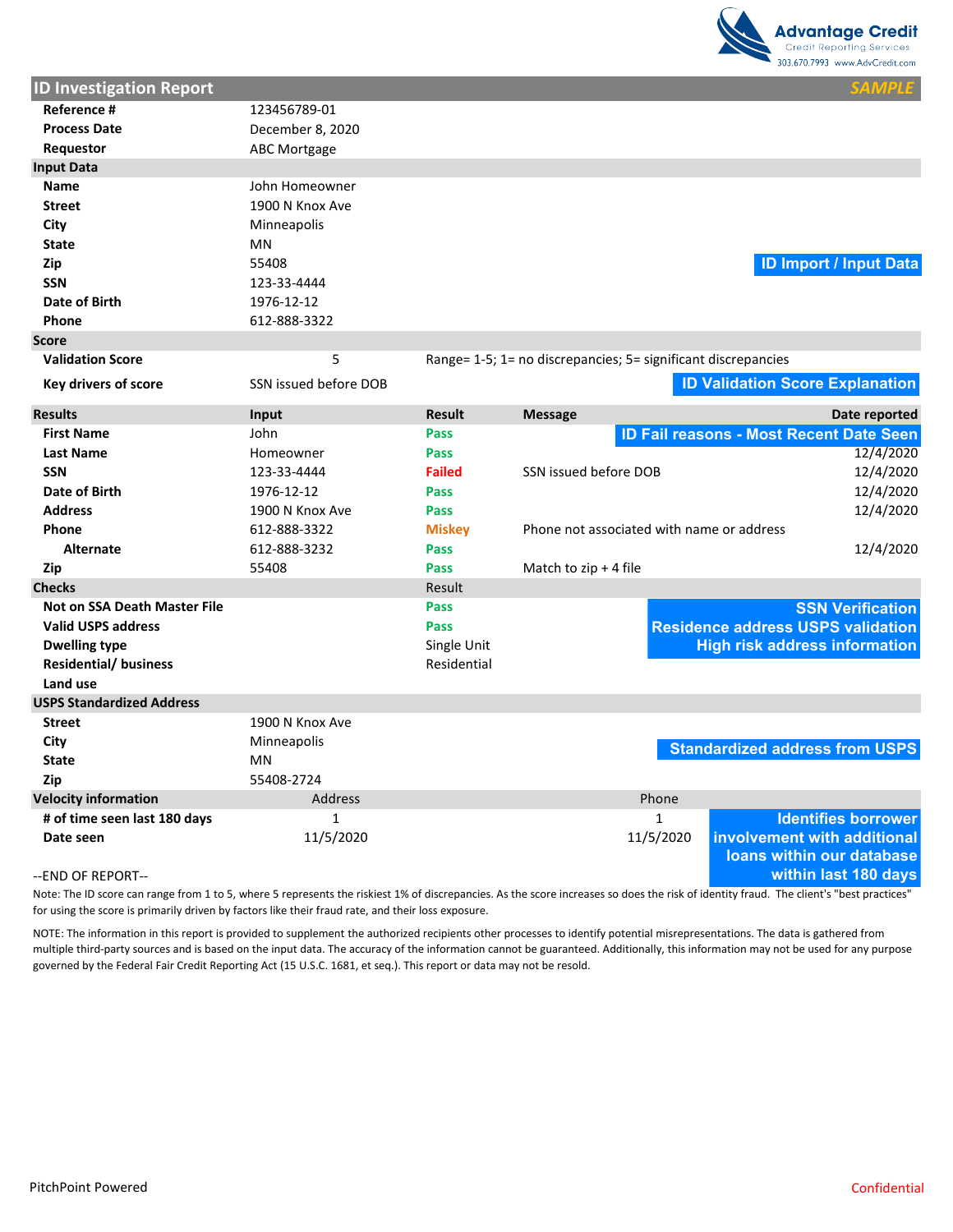Advantage Credit
Credit Reporting Services
303.670.7993 www.AdvCredit.com

## ID Investigation Report

*SAMPLE*

| | |
|---|---|
| **Reference #** | 123456789-01 |
| **Process Date** | December 8, 2020 |
| **Requestor** | ABC Mortgage |

**Input Data**

**ID Import / Input Data**

| | |
|---|---|
| **Name** | John Homeowner |
| **Street** | 1900 N Knox Ave |
| **City** | Minneapolis |
| **State** | MN |
| **Zip** | 55408 |
| **SSN** | 123-33-4444 |
| **Date of Birth** | 1976-12-12 |
| **Phone** | 612-888-3322 |

**Score**

**ID Validation Score Explanation**

| | | |
|---|---|---|
| **Validation Score** | 5 | Range= 1-5; 1= no discrepancies; 5= significant discrepancies |
| **Key drivers of score** | SSN issued before DOB | |

**ID Fail reasons - Most Recent Date Seen**

| Results | Input | Result | Message | Date reported |
|---|---|---|---|---|
| **First Name** | John | Pass | | |
| **Last Name** | Homeowner | Pass | | 12/4/2020 |
| **SSN** | 123-33-4444 | Failed | SSN issued before DOB | 12/4/2020 |
| **Date of Birth** | 1976-12-12 | Pass | | 12/4/2020 |
| **Address** | 1900 N Knox Ave | Pass | | 12/4/2020 |
| **Phone** | 612-888-3322 | Miskey | Phone not associated with name or address | |
| **Alternate** | 612-888-3232 | Pass | | 12/4/2020 |
| **Zip** | 55408 | Pass | Match to zip + 4 file | |

**SSN Verification**
**Residence address USPS validation**
**High risk address information**

| Checks | Result |
|---|---|
| **Not on SSA Death Master File** | Pass |
| **Valid USPS address** | Pass |
| **Dwelling type** | Single Unit |
| **Residential/ business** | Residential |
| **Land use** | |

**USPS Standardized Address**

**Standardized address from USPS**

| | |
|---|---|
| **Street** | 1900 N Knox Ave |
| **City** | Minneapolis |
| **State** | MN |
| **Zip** | 55408-2724 |

**Identifies borrower involvement with additional loans within our database within last 180 days**

| Velocity information | Address | Phone |
|---|---|---|
| **# of time seen last 180 days** | 1 | 1 |
| **Date seen** | 11/5/2020 | 11/5/2020 |

--END OF REPORT--

Note: The ID score can range from 1 to 5, where 5 represents the riskiest 1% of discrepancies. As the score increases so does the risk of identity fraud. The client's "best practices" for using the score is primarily driven by factors like their fraud rate, and their loss exposure.

NOTE: The information in this report is provided to supplement the authorized recipients other processes to identify potential misrepresentations. The data is gathered from multiple third-party sources and is based on the input data. The accuracy of the information cannot be guaranteed. Additionally, this information may not be used for any purpose governed by the Federal Fair Credit Reporting Act (15 U.S.C. 1681, et seq.). This report or data may not be resold.

PitchPoint Powered

Confidential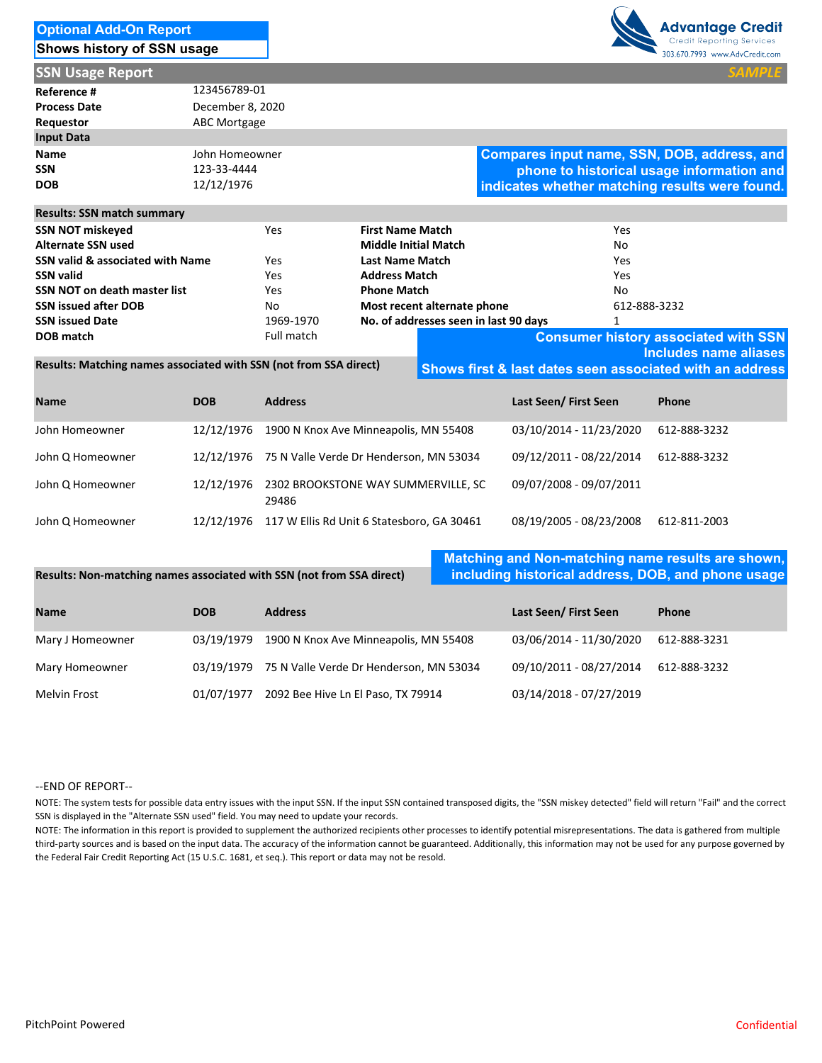**Optional Add-On Report**
**Shows history of SSN usage**

Advantage Credit
Credit Reporting Services
303.670.7993 www.AdvCredit.com

## SSN Usage Report

*SAMPLE*

| | |
|---|---|
| **Reference #** | 123456789-01 |
| **Process Date** | December 8, 2020 |
| **Requestor** | ABC Mortgage |

**Input Data**

| | |
|---|---|
| **Name** | John Homeowner |
| **SSN** | 123-33-4444 |
| **DOB** | 12/12/1976 |

**Compares input name, SSN, DOB, address, and phone to historical usage information and indicates whether matching results were found.**

**Results: SSN match summary**

| | | | |
|---|---|---|---|
| **SSN NOT miskeyed** | Yes | **First Name Match** | Yes |
| **Alternate SSN used** | | **Middle Initial Match** | No |
| **SSN valid & associated with Name** | Yes | **Last Name Match** | Yes |
| **SSN valid** | Yes | **Address Match** | Yes |
| **SSN NOT on death master list** | Yes | **Phone Match** | No |
| **SSN issued after DOB** | No | **Most recent alternate phone** | 612-888-3232 |
| **SSN issued Date** | 1969-1970 | **No. of addresses seen in last 90 days** | 1 |
| **DOB match** | Full match | | |

**Consumer history associated with SSN Includes name aliases**
**Shows first & last dates seen associated with an address**

**Results: Matching names associated with SSN (not from SSA direct)**

| Name | DOB | Address | Last Seen/ First Seen | Phone |
|---|---|---|---|---|
| John Homeowner | 12/12/1976 | 1900 N Knox Ave Minneapolis, MN 55408 | 03/10/2014 - 11/23/2020 | 612-888-3232 |
| John Q Homeowner | 12/12/1976 | 75 N Valle Verde Dr Henderson, MN 53034 | 09/12/2011 - 08/22/2014 | 612-888-3232 |
| John Q Homeowner | 12/12/1976 | 2302 BROOKSTONE WAY SUMMERVILLE, SC 29486 | 09/07/2008 - 09/07/2011 | |
| John Q Homeowner | 12/12/1976 | 117 W Ellis Rd Unit 6 Statesboro, GA 30461 | 08/19/2005 - 08/23/2008 | 612-811-2003 |

**Matching and Non-matching name results are shown, including historical address, DOB, and phone usage**

**Results: Non-matching names associated with SSN (not from SSA direct)**

| Name | DOB | Address | Last Seen/ First Seen | Phone |
|---|---|---|---|---|
| Mary J Homeowner | 03/19/1979 | 1900 N Knox Ave Minneapolis, MN 55408 | 03/06/2014 - 11/30/2020 | 612-888-3231 |
| Mary Homeowner | 03/19/1979 | 75 N Valle Verde Dr Henderson, MN 53034 | 09/10/2011 - 08/27/2014 | 612-888-3232 |
| Melvin Frost | 01/07/1977 | 2092 Bee Hive Ln El Paso, TX 79914 | 03/14/2018 - 07/27/2019 | |

--END OF REPORT--

NOTE: The system tests for possible data entry issues with the input SSN. If the input SSN contained transposed digits, the "SSN miskey detected" field will return "Fail" and the correct SSN is displayed in the "Alternate SSN used" field. You may need to update your records.

NOTE: The information in this report is provided to supplement the authorized recipients other processes to identify potential misrepresentations. The data is gathered from multiple third-party sources and is based on the input data. The accuracy of the information cannot be guaranteed. Additionally, this information may not be used for any purpose governed by the Federal Fair Credit Reporting Act (15 U.S.C. 1681, et seq.). This report or data may not be resold.

PitchPoint Powered

Confidential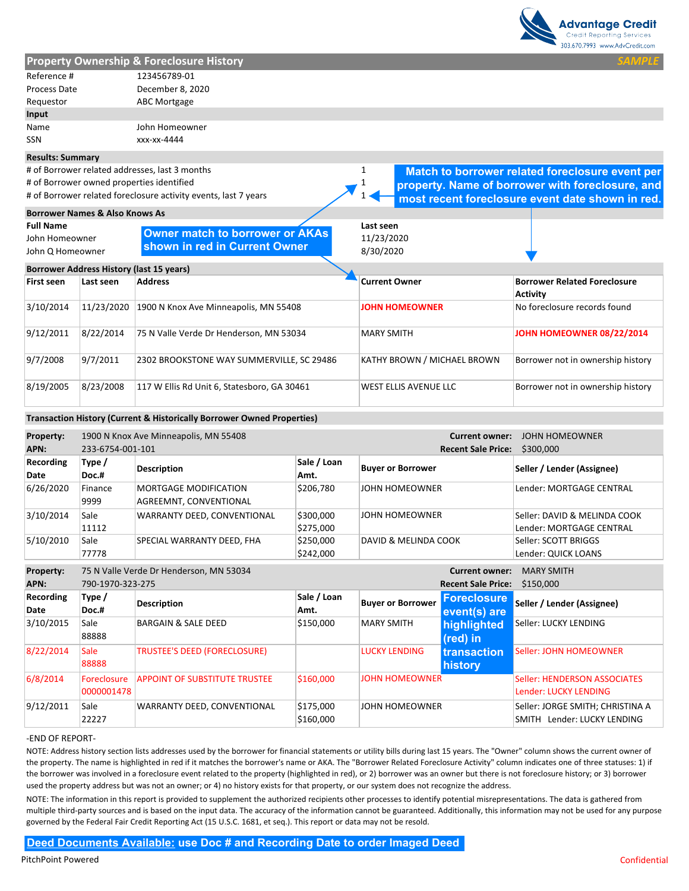Advantage Credit
Credit Reporting Services
303.670.7993 www.AdvCredit.com

## Property Ownership & Foreclosure History

*SAMPLE*

| | |
|---|---|
| Reference # | 123456789-01 |
| Process Date | December 8, 2020 |
| Requestor | ABC Mortgage |

**Input**

| | |
|---|---|
| Name | John Homeowner |
| SSN | xxx-xx-4444 |

**Results: Summary**

| | |
|---|---|
| # of Borrower related addresses, last 3 months | 1 |
| # of Borrower owned properties identified | 1 |
| # of Borrower related foreclosure activity events, last 7 years | 1 |

**Match to borrower related foreclosure event per property. Name of borrower with foreclosure, and most recent foreclosure event date shown in red.**

**Borrower Names & Also Knows As**

| Full Name | Last seen |
|---|---|
| John Homeowner | 11/23/2020 |
| John Q Homeowner | 8/30/2020 |

**Owner match to borrower or AKAs shown in red in Current Owner**

**Borrower Address History (last 15 years)**

| First seen | Last seen | Address | Current Owner | Borrower Related Foreclosure Activity |
|---|---|---|---|---|
| 3/10/2014 | 11/23/2020 | 1900 N Knox Ave Minneapolis, MN 55408 | JOHN HOMEOWNER | No foreclosure records found |
| 9/12/2011 | 8/22/2014 | 75 N Valle Verde Dr Henderson, MN 53034 | MARY SMITH | JOHN HOMEOWNER 08/22/2014 |
| 9/7/2008 | 9/7/2011 | 2302 BROOKSTONE WAY SUMMERVILLE, SC 29486 | KATHY BROWN / MICHAEL BROWN | Borrower not in ownership history |
| 8/19/2005 | 8/23/2008 | 117 W Ellis Rd Unit 6, Statesboro, GA 30461 | WEST ELLIS AVENUE LLC | Borrower not in ownership history |

**Transaction History (Current & Historically Borrower Owned Properties)**

**Property:** 1900 N Knox Ave Minneapolis, MN 55408 — **Current owner:** JOHN HOMEOWNER
**APN:** 233-6754-001-101 — **Recent Sale Price:** $300,000

| Recording Date | Type / Doc.# | Description | Sale / Loan Amt. | Buyer or Borrower | Seller / Lender (Assignee) |
|---|---|---|---|---|---|
| 6/26/2020 | Finance 9999 | MORTGAGE MODIFICATION AGREEMNT, CONVENTIONAL | $206,780 | JOHN HOMEOWNER | Lender: MORTGAGE CENTRAL |
| 3/10/2014 | Sale 11112 | WARRANTY DEED, CONVENTIONAL | $300,000 $275,000 | JOHN HOMEOWNER | Seller: DAVID & MELINDA COOK Lender: MORTGAGE CENTRAL |
| 5/10/2010 | Sale 77778 | SPECIAL WARRANTY DEED, FHA | $250,000 $242,000 | DAVID & MELINDA COOK | Seller: SCOTT BRIGGS Lender: QUICK LOANS |

**Property:** 75 N Valle Verde Dr Henderson, MN 53034 — **Current owner:** MARY SMITH
**APN:** 790-1970-323-275 — **Recent Sale Price:** $150,000

| Recording Date | Type / Doc.# | Description | Sale / Loan Amt. | Buyer or Borrower | Seller / Lender (Assignee) |
|---|---|---|---|---|---|
| 3/10/2015 | Sale 88888 | BARGAIN & SALE DEED | $150,000 | MARY SMITH | Seller: LUCKY LENDING |
| 8/22/2014 | Sale 88888 | TRUSTEE'S DEED (FORECLOSURE) | | LUCKY LENDING | Seller: JOHN HOMEOWNER |
| 6/8/2014 | Foreclosure 0000001478 | APPOINT OF SUBSTITUTE TRUSTEE | $160,000 | JOHN HOMEOWNER | Seller: HENDERSON ASSOCIATES Lender: LUCKY LENDING |
| 9/12/2011 | Sale 22227 | WARRANTY DEED, CONVENTIONAL | $175,000 $160,000 | JOHN HOMEOWNER | Seller: JORGE SMITH; CHRISTINA A SMITH Lender: LUCKY LENDING |

**Foreclosure event(s) are highlighted (red) in transaction history**

-END OF REPORT-

NOTE: Address history section lists addresses used by the borrower for financial statements or utility bills during last 15 years. The "Owner" column shows the current owner of the property. The name is highlighted in red if it matches the borrower's name or AKA. The "Borrower Related Foreclosure Activity" column indicates one of three statuses: 1) if the borrower was involved in a foreclosure event related to the property (highlighted in red), or 2) borrower was an owner but there is not foreclosure history; or 3) borrower used the property address but was not an owner; or 4) no history exists for that property, or our system does not recognize the address.

NOTE: The information in this report is provided to supplement the authorized recipients other processes to identify potential misrepresentations. The data is gathered from multiple third-party sources and is based on the input data. The accuracy of the information cannot be guaranteed. Additionally, this information may not be used for any purpose governed by the Federal Fair Credit Reporting Act (15 U.S.C. 1681, et seq.). This report or data may not be resold.

**Deed Documents Available: use Doc # and Recording Date to order Imaged Deed**

PitchPoint Powered

Confidential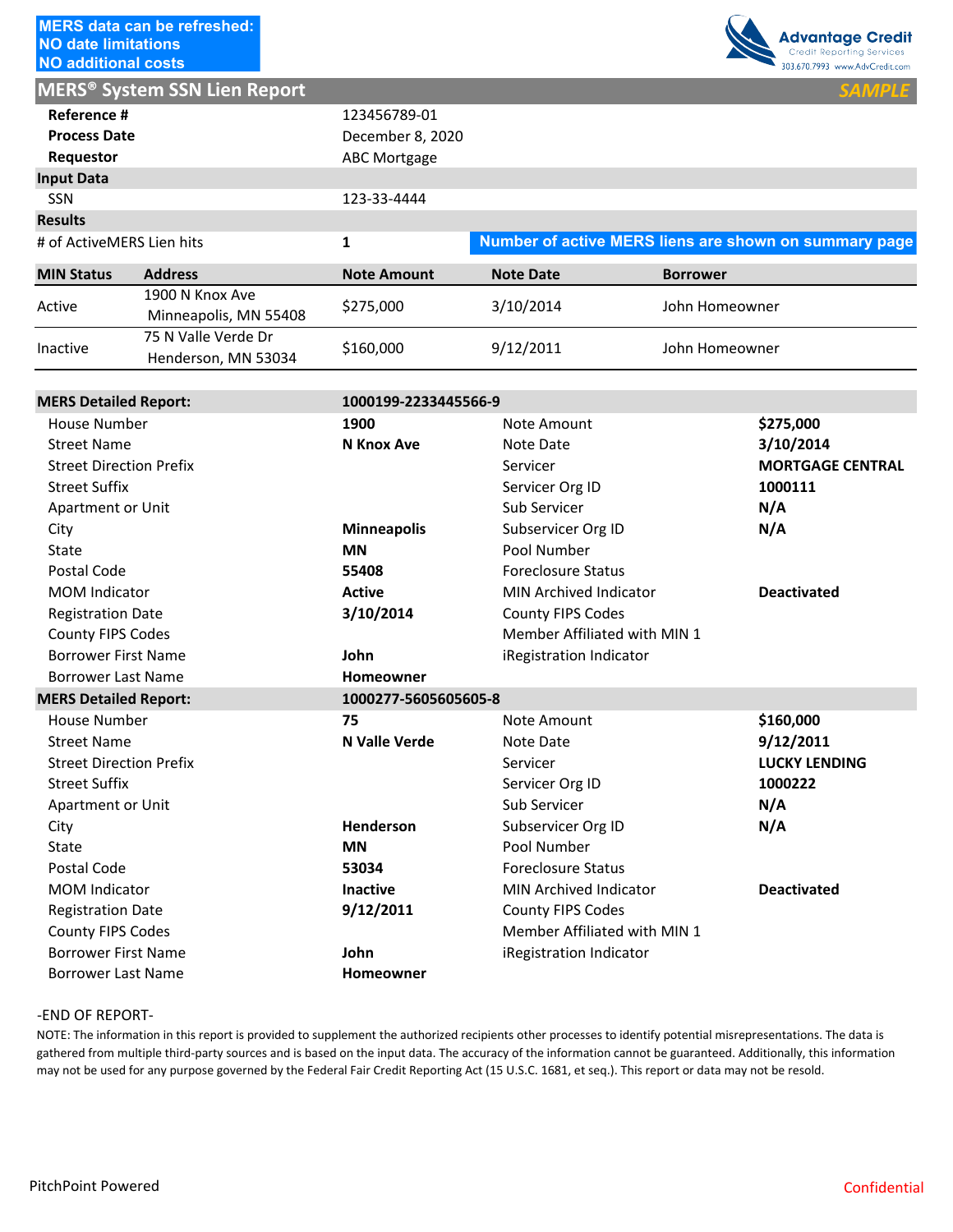**MERS data can be refreshed:**
**NO date limitations**
**NO additional costs**

Advantage Credit
Credit Reporting Services
303.670.7993 www.AdvCredit.com

## MERS® System SSN Lien Report

*SAMPLE*

| | |
|---|---|
| **Reference #** | 123456789-01 |
| **Process Date** | December 8, 2020 |
| **Requestor** | ABC Mortgage |

**Input Data**

| | |
|---|---|
| SSN | 123-33-4444 |

**Results**

| | | |
|---|---|---|
| # of ActiveMERS Lien hits | **1** | **Number of active MERS liens are shown on summary page** |

| MIN Status | Address | Note Amount | Note Date | Borrower |
|---|---|---|---|---|
| Active | 1900 N Knox Ave Minneapolis, MN 55408 | $275,000 | 3/10/2014 | John Homeowner |
| Inactive | 75 N Valle Verde Dr Henderson, MN 53034 | $160,000 | 9/12/2011 | John Homeowner |

| **MERS Detailed Report:** | **1000199-2233445566-9** | | |
|---|---|---|---|
| House Number | **1900** | Note Amount | **$275,000** |
| Street Name | **N Knox Ave** | Note Date | **3/10/2014** |
| Street Direction Prefix | | Servicer | **MORTGAGE CENTRAL** |
| Street Suffix | | Servicer Org ID | **1000111** |
| Apartment or Unit | | Sub Servicer | **N/A** |
| City | **Minneapolis** | Subservicer Org ID | **N/A** |
| State | **MN** | Pool Number | |
| Postal Code | **55408** | Foreclosure Status | |
| MOM Indicator | **Active** | MIN Archived Indicator | **Deactivated** |
| Registration Date | **3/10/2014** | County FIPS Codes | |
| County FIPS Codes | | Member Affiliated with MIN 1 | |
| Borrower First Name | **John** | iRegistration Indicator | |
| Borrower Last Name | **Homeowner** | | |

| **MERS Detailed Report:** | **1000277-5605605605-8** | | |
|---|---|---|---|
| House Number | **75** | Note Amount | **$160,000** |
| Street Name | **N Valle Verde** | Note Date | **9/12/2011** |
| Street Direction Prefix | | Servicer | **LUCKY LENDING** |
| Street Suffix | | Servicer Org ID | **1000222** |
| Apartment or Unit | | Sub Servicer | **N/A** |
| City | **Henderson** | Subservicer Org ID | **N/A** |
| State | **MN** | Pool Number | |
| Postal Code | **53034** | Foreclosure Status | |
| MOM Indicator | **Inactive** | MIN Archived Indicator | **Deactivated** |
| Registration Date | **9/12/2011** | County FIPS Codes | |
| County FIPS Codes | | Member Affiliated with MIN 1 | |
| Borrower First Name | **John** | iRegistration Indicator | |
| Borrower Last Name | **Homeowner** | | |

-END OF REPORT-

NOTE: The information in this report is provided to supplement the authorized recipients other processes to identify potential misrepresentations. The data is gathered from multiple third-party sources and is based on the input data. The accuracy of the information cannot be guaranteed. Additionally, this information may not be used for any purpose governed by the Federal Fair Credit Reporting Act (15 U.S.C. 1681, et seq.). This report or data may not be resold.

PitchPoint Powered

Confidential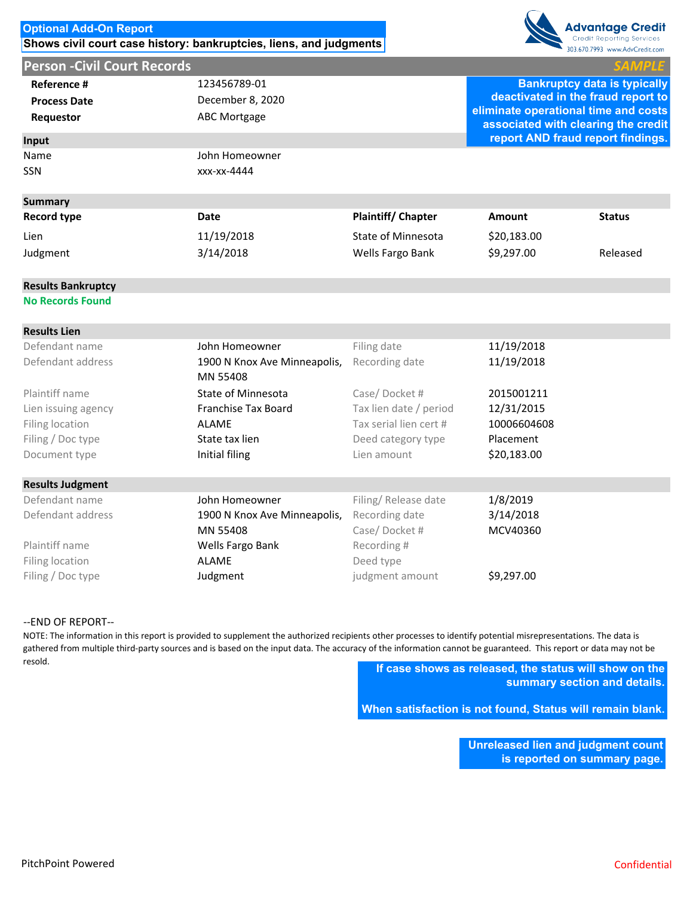**Optional Add-On Report**

**Shows civil court case history: bankruptcies, liens, and judgments**

Advantage Credit
Credit Reporting Services
303.670.7993 www.AdvCredit.com

## Person -Civil Court Records

*SAMPLE*

| | |
|---|---|
| **Reference #** | 123456789-01 |
| **Process Date** | December 8, 2020 |
| **Requestor** | ABC Mortgage |

**Bankruptcy data is typically deactivated in the fraud report to eliminate operational time and costs associated with clearing the credit report AND fraud report findings.**

### Input

| | |
|---|---|
| Name | John Homeowner |
| SSN | xxx-xx-4444 |

### Summary

| Record type | Date | Plaintiff/ Chapter | Amount | Status |
|---|---|---|---|---|
| Lien | 11/19/2018 | State of Minnesota | $20,183.00 | |
| Judgment | 3/14/2018 | Wells Fargo Bank | $9,297.00 | Released |

### Results Bankruptcy

**No Records Found**

### Results Lien

| | | | |
|---|---|---|---|
| Defendant name | John Homeowner | Filing date | 11/19/2018 |
| Defendant address | 1900 N Knox Ave Minneapolis, MN 55408 | Recording date | 11/19/2018 |
| Plaintiff name | State of Minnesota | Case/ Docket # | 2015001211 |
| Lien issuing agency | Franchise Tax Board | Tax lien date / period | 12/31/2015 |
| Filing location | ALAME | Tax serial lien cert # | 10006604608 |
| Filing / Doc type | State tax lien | Deed category type | Placement |
| Document type | Initial filing | Lien amount | $20,183.00 |

### Results Judgment

| | | | |
|---|---|---|---|
| Defendant name | John Homeowner | Filing/ Release date | 1/8/2019 |
| Defendant address | 1900 N Knox Ave Minneapolis, MN 55408 | Recording date | 3/14/2018 |
| | | Case/ Docket # | MCV40360 |
| Plaintiff name | Wells Fargo Bank | Recording # | |
| Filing location | ALAME | Deed type | |
| Filing / Doc type | Judgment | judgment amount | $9,297.00 |

--END OF REPORT--

NOTE: The information in this report is provided to supplement the authorized recipients other processes to identify potential misrepresentations. The data is gathered from multiple third-party sources and is based on the input data. The accuracy of the information cannot be guaranteed. This report or data may not be resold.

**If case shows as released, the status will show on the summary section and details.**

**When satisfaction is not found, Status will remain blank.**

**Unreleased lien and judgment count is reported on summary page.**

PitchPoint Powered

Confidential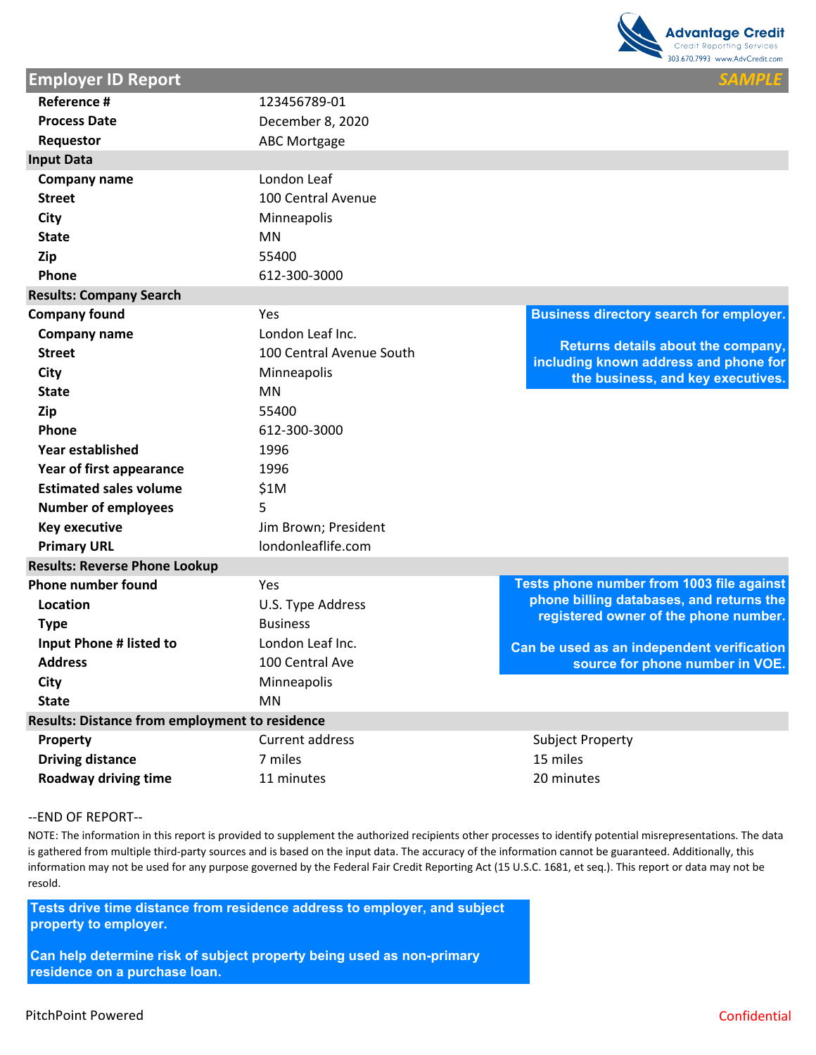Advantage Credit
Credit Reporting Services
303.670.7993 www.AdvCredit.com

## Employer ID Report

*SAMPLE*

| | |
|---|---|
| **Reference #** | 123456789-01 |
| **Process Date** | December 8, 2020 |
| **Requestor** | ABC Mortgage |

### Input Data

| | |
|---|---|
| **Company name** | London Leaf |
| **Street** | 100 Central Avenue |
| **City** | Minneapolis |
| **State** | MN |
| **Zip** | 55400 |
| **Phone** | 612-300-3000 |

### Results: Company Search

| | |
|---|---|
| **Company found** | Yes |
| **Company name** | London Leaf Inc. |
| **Street** | 100 Central Avenue South |
| **City** | Minneapolis |
| **State** | MN |
| **Zip** | 55400 |
| **Phone** | 612-300-3000 |
| **Year established** | 1996 |
| **Year of first appearance** | 1996 |
| **Estimated sales volume** | $1M |
| **Number of employees** | 5 |
| **Key executive** | Jim Brown; President |
| **Primary URL** | londonleaflife.com |

**Business directory search for employer.**

**Returns details about the company, including known address and phone for the business, and key executives.**

### Results: Reverse Phone Lookup

| | |
|---|---|
| **Phone number found** | Yes |
| **Location** | U.S. Type Address |
| **Type** | Business |
| **Input Phone # listed to** | London Leaf Inc. |
| **Address** | 100 Central Ave |
| **City** | Minneapolis |
| **State** | MN |

**Tests phone number from 1003 file against phone billing databases, and returns the registered owner of the phone number.**

**Can be used as an independent verification source for phone number in VOE.**

### Results: Distance from employment to residence

| | | |
|---|---|---|
| **Property** | Current address | Subject Property |
| **Driving distance** | 7 miles | 15 miles |
| **Roadway driving time** | 11 minutes | 20 minutes |

--END OF REPORT--

NOTE: The information in this report is provided to supplement the authorized recipients other processes to identify potential misrepresentations. The data is gathered from multiple third-party sources and is based on the input data. The accuracy of the information cannot be guaranteed. Additionally, this information may not be used for any purpose governed by the Federal Fair Credit Reporting Act (15 U.S.C. 1681, et seq.). This report or data may not be resold.

**Tests drive time distance from residence address to employer, and subject property to employer.**

**Can help determine risk of subject property being used as non-primary residence on a purchase loan.**

PitchPoint Powered

Confidential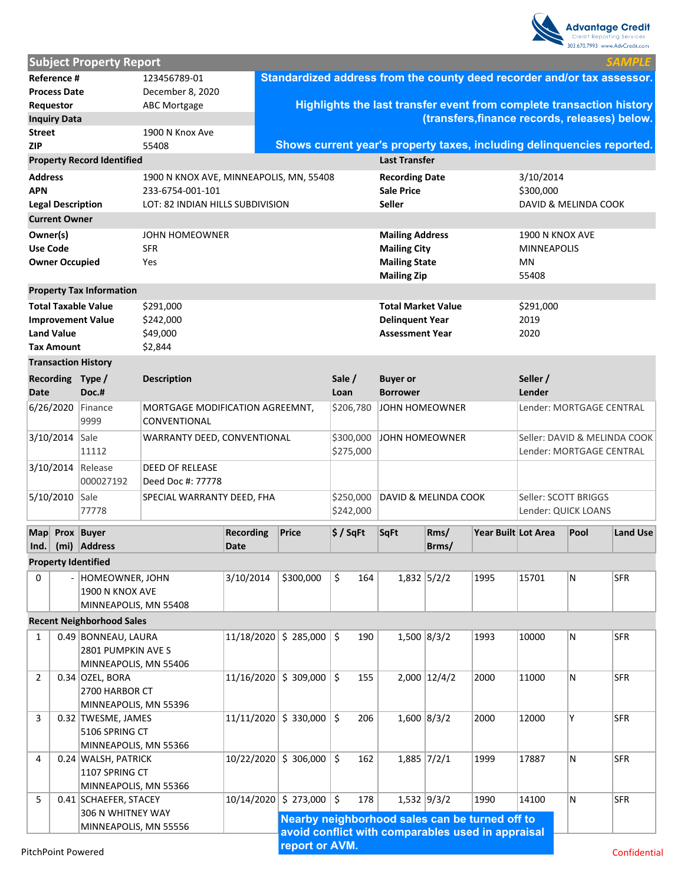Advantage Credit
Credit Reporting Services
303.670.7993 www.AdvCredit.com

## Subject Property Report

*SAMPLE*

| | |
|---|---|
| **Reference #** | 123456789-01 |
| **Process Date** | December 8, 2020 |
| **Requestor** | ABC Mortgage |
| **Inquiry Data** | |
| **Street** | 1900 N Knox Ave |
| **ZIP** | 55408 |

**Standardized address from the county deed recorder and/or tax assessor.**

**Highlights the last transfer event from complete transaction history (transfers,finance records, releases) below.**

**Shows current year's property taxes, including delinquencies reported.**

### Property Record Identified

| | |
|---|---|
| **Address** | 1900 N KNOX AVE, MINNEAPOLIS, MN, 55408 |
| **APN** | 233-6754-001-101 |
| **Legal Description** | LOT: 82 INDIAN HILLS SUBDIVISION |

### Last Transfer

| | |
|---|---|
| **Recording Date** | 3/10/2014 |
| **Sale Price** | $300,000 |
| **Seller** | DAVID & MELINDA COOK |

### Current Owner

| | | | |
|---|---|---|---|
| **Owner(s)** | JOHN HOMEOWNER | **Mailing Address** | 1900 N KNOX AVE |
| **Use Code** | SFR | **Mailing City** | MINNEAPOLIS |
| **Owner Occupied** | Yes | **Mailing State** | MN |
| | | **Mailing Zip** | 55408 |

### Property Tax Information

| | | | |
|---|---|---|---|
| **Total Taxable Value** | $291,000 | **Total Market Value** | $291,000 |
| **Improvement Value** | $242,000 | **Delinquent Year** | 2019 |
| **Land Value** | $49,000 | **Assessment Year** | 2020 |
| **Tax Amount** | $2,844 | | |

### Transaction History

| Recording Date | Type / Doc.# | Description | Sale / Loan | Buyer or Borrower | Seller / Lender |
|---|---|---|---|---|---|
| 6/26/2020 | Finance 9999 | MORTGAGE MODIFICATION AGREEMNT, CONVENTIONAL | $206,780 | JOHN HOMEOWNER | Lender: MORTGAGE CENTRAL |
| 3/10/2014 | Sale 11112 | WARRANTY DEED, CONVENTIONAL | $300,000 $275,000 | JOHN HOMEOWNER | Seller: DAVID & MELINDA COOK Lender: MORTGAGE CENTRAL |
| 3/10/2014 | Release 000027192 | DEED OF RELEASE Deed Doc #: 77778 | | | |
| 5/10/2010 | Sale 77778 | SPECIAL WARRANTY DEED, FHA | $250,000 $242,000 | DAVID & MELINDA COOK | Seller: SCOTT BRIGGS Lender: QUICK LOANS |

| Map Ind. | Prox (mi) | Buyer Address | Recording Date | Price | $ / SqFt | SqFt | Rms/ Brms/ | Year Built | Lot Area | Pool | Land Use |
|---|---|---|---|---|---|---|---|---|---|---|---|
| **Property Identified** | | | | | | | | | | | |
| 0 | - | HOMEOWNER, JOHN 1900 N KNOX AVE MINNEAPOLIS, MN 55408 | 3/10/2014 | $300,000 | $ 164 | 1,832 | 5/2/2 | 1995 | 15701 | N | SFR |
| **Recent Neighborhood Sales** | | | | | | | | | | | |
| 1 | 0.49 | BONNEAU, LAURA 2801 PUMPKIN AVE S MINNEAPOLIS, MN 55406 | 11/18/2020 | $ 285,000 | $ 190 | 1,500 | 8/3/2 | 1993 | 10000 | N | SFR |
| 2 | 0.34 | OZEL, BORA 2700 HARBOR CT MINNEAPOLIS, MN 55396 | 11/16/2020 | $ 309,000 | $ 155 | 2,000 | 12/4/2 | 2000 | 11000 | N | SFR |
| 3 | 0.32 | TWESME, JAMES 5106 SPRING CT MINNEAPOLIS, MN 55366 | 11/11/2020 | $ 330,000 | $ 206 | 1,600 | 8/3/2 | 2000 | 12000 | Y | SFR |
| 4 | 0.24 | WALSH, PATRICK 1107 SPRING CT MINNEAPOLIS, MN 55366 | 10/22/2020 | $ 306,000 | $ 162 | 1,885 | 7/2/1 | 1999 | 17887 | N | SFR |
| 5 | 0.41 | SCHAEFER, STACEY 306 N WHITNEY WAY MINNEAPOLIS, MN 55556 | 10/14/2020 | $ 273,000 | $ 178 | 1,532 | 9/3/2 | 1990 | 14100 | N | SFR |

**Nearby neighborhood sales can be turned off to avoid conflict with comparables used in appraisal report or AVM.**

PitchPoint Powered

Confidential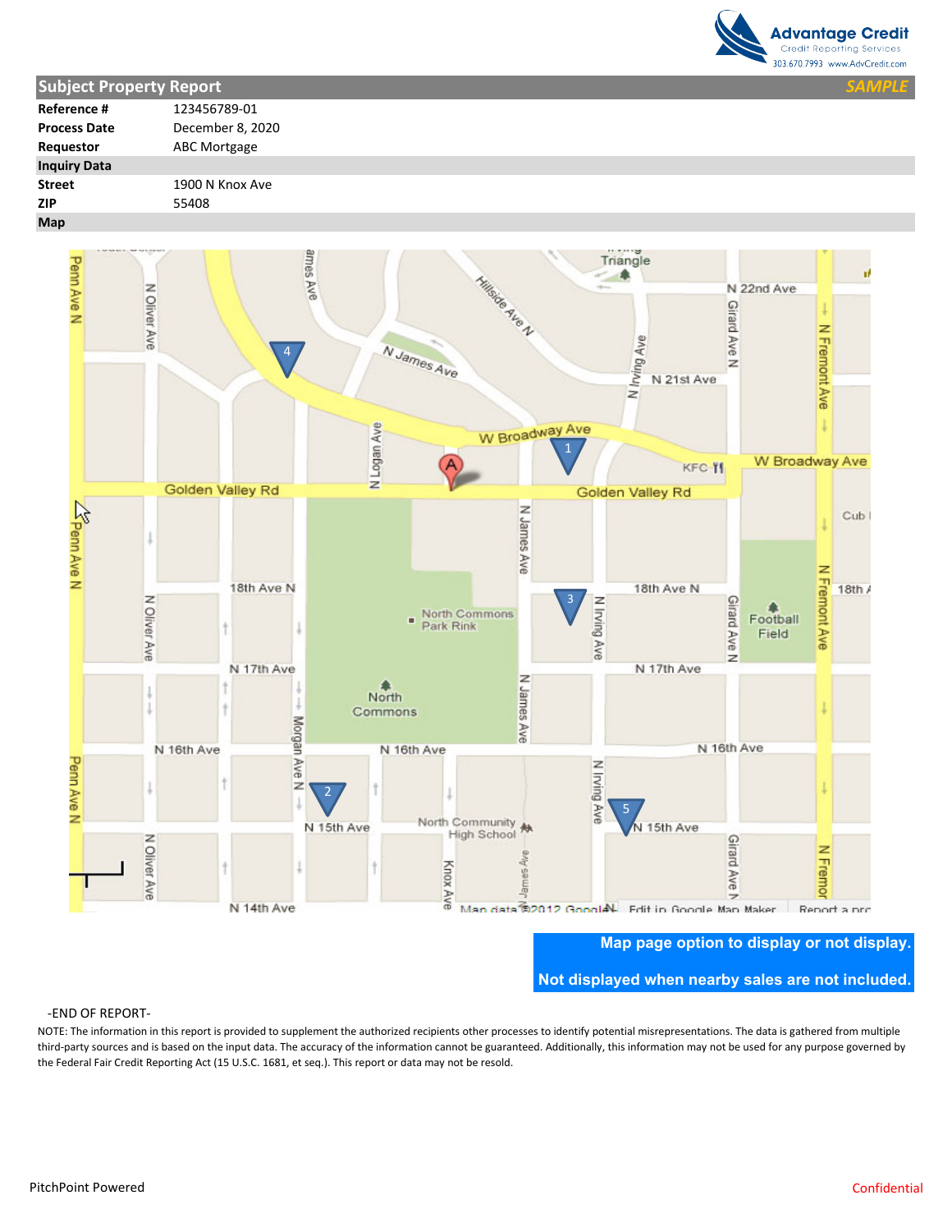## Subject Property Report

*SAMPLE*

| | |
|---|---|
| **Reference #** | 123456789-01 |
| **Process Date** | December 8, 2020 |
| **Requestor** | ABC Mortgage |
| **Inquiry Data** | |
| **Street** | 1900 N Knox Ave |
| **ZIP** | 55408 |
| **Map** | |

**Map page option to display or not display.**

**Not displayed when nearby sales are not included.**

-END OF REPORT-

NOTE: The information in this report is provided to supplement the authorized recipients other processes to identify potential misrepresentations. The data is gathered from multiple third-party sources and is based on the input data. The accuracy of the information cannot be guaranteed. Additionally, this information may not be used for any purpose governed by the Federal Fair Credit Reporting Act (15 U.S.C. 1681, et seq.). This report or data may not be resold.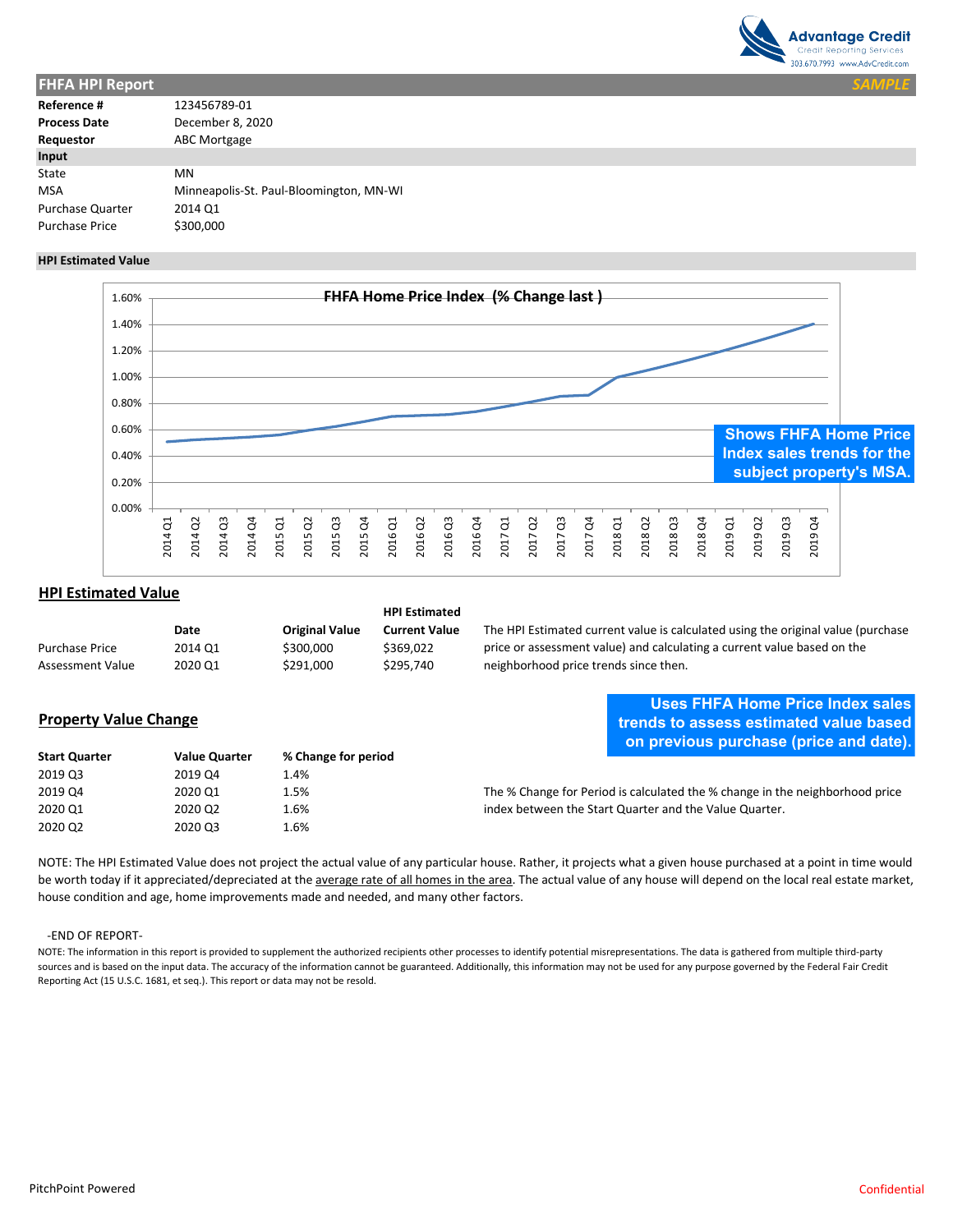Advantage Credit
Credit Reporting Services
303.670.7993 www.AdvCredit.com

## FHFA HPI Report

*SAMPLE*

| | |
|---|---|
| **Reference #** | 123456789-01 |
| **Process Date** | December 8, 2020 |
| **Requestor** | ABC Mortgage |
| **Input** | |
| State | MN |
| MSA | Minneapolis-St. Paul-Bloomington, MN-WI |
| Purchase Quarter | 2014 Q1 |
| Purchase Price | $300,000 |

**HPI Estimated Value**

FHFA Home Price Index (% Change last )

Shows FHFA Home Price Index sales trends for the subject property's MSA.

## HPI Estimated Value

| | Date | Original Value | HPI Estimated Current Value |
|---|---|---|---|
| Purchase Price | 2014 Q1 | $300,000 | $369,022 |
| Assessment Value | 2020 Q1 | $291,000 | $295,740 |

The HPI Estimated current value is calculated using the original value (purchase price or assessment value) and calculating a current value based on the neighborhood price trends since then.

**Uses FHFA Home Price Index sales trends to assess estimated value based on previous purchase (price and date).**

## Property Value Change

| Start Quarter | Value Quarter | % Change for period |
|---|---|---|
| 2019 Q3 | 2019 Q4 | 1.4% |
| 2019 Q4 | 2020 Q1 | 1.5% |
| 2020 Q1 | 2020 Q2 | 1.6% |
| 2020 Q2 | 2020 Q3 | 1.6% |

The % Change for Period is calculated the % change in the neighborhood price index between the Start Quarter and the Value Quarter.

NOTE: The HPI Estimated Value does not project the actual value of any particular house. Rather, it projects what a given house purchased at a point in time would be worth today if it appreciated/depreciated at the average rate of all homes in the area. The actual value of any house will depend on the local real estate market, house condition and age, home improvements made and needed, and many other factors.

-END OF REPORT-

NOTE: The information in this report is provided to supplement the authorized recipients other processes to identify potential misrepresentations. The data is gathered from multiple third-party sources and is based on the input data. The accuracy of the information cannot be guaranteed. Additionally, this information may not be used for any purpose governed by the Federal Fair Credit Reporting Act (15 U.S.C. 1681, et seq.). This report or data may not be resold.

PitchPoint Powered

Confidential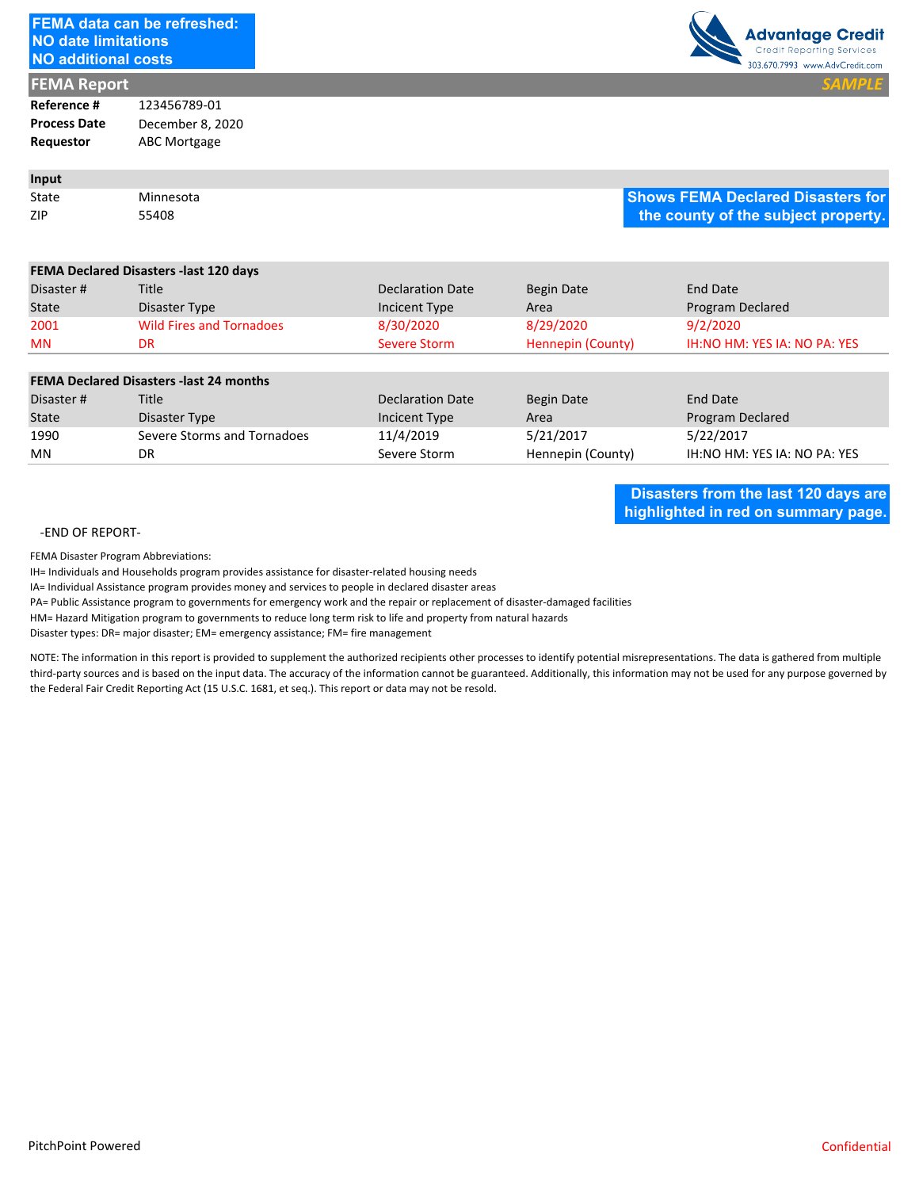**FEMA data can be refreshed:**
**NO date limitations**
**NO additional costs**

Advantage Credit
Credit Reporting Services
303.670.7993 www.AdvCredit.com

## FEMA Report

*SAMPLE*

| | |
|---|---|
| **Reference #** | 123456789-01 |
| **Process Date** | December 8, 2020 |
| **Requestor** | ABC Mortgage |

**Input**

| | |
|---|---|
| State | Minnesota |
| ZIP | 55408 |

**Shows FEMA Declared Disasters for the county of the subject property.**

**FEMA Declared Disasters -last 120 days**

| Disaster # | Title | Declaration Date | Begin Date | End Date |
|---|---|---|---|---|
| State | Disaster Type | Incicent Type | Area | Program Declared |
| 2001 | Wild Fires and Tornadoes | 8/30/2020 | 8/29/2020 | 9/2/2020 |
| MN | DR | Severe Storm | Hennepin (County) | IH:NO HM: YES IA: NO PA: YES |

**FEMA Declared Disasters -last 24 months**

| Disaster # | Title | Declaration Date | Begin Date | End Date |
|---|---|---|---|---|
| State | Disaster Type | Incicent Type | Area | Program Declared |
| 1990 | Severe Storms and Tornadoes | 11/4/2019 | 5/21/2017 | 5/22/2017 |
| MN | DR | Severe Storm | Hennepin (County) | IH:NO HM: YES IA: NO PA: YES |

**Disasters from the last 120 days are highlighted in red on summary page.**

-END OF REPORT-

FEMA Disaster Program Abbreviations:

IH= Individuals and Households program provides assistance for disaster-related housing needs
IA= Individual Assistance program provides money and services to people in declared disaster areas
PA= Public Assistance program to governments for emergency work and the repair or replacement of disaster-damaged facilities
HM= Hazard Mitigation program to governments to reduce long term risk to life and property from natural hazards
Disaster types: DR= major disaster; EM= emergency assistance; FM= fire management

NOTE: The information in this report is provided to supplement the authorized recipients other processes to identify potential misrepresentations. The data is gathered from multiple third-party sources and is based on the input data. The accuracy of the information cannot be guaranteed. Additionally, this information may not be used for any purpose governed by the Federal Fair Credit Reporting Act (15 U.S.C. 1681, et seq.). This report or data may not be resold.

PitchPoint Powered

Confidential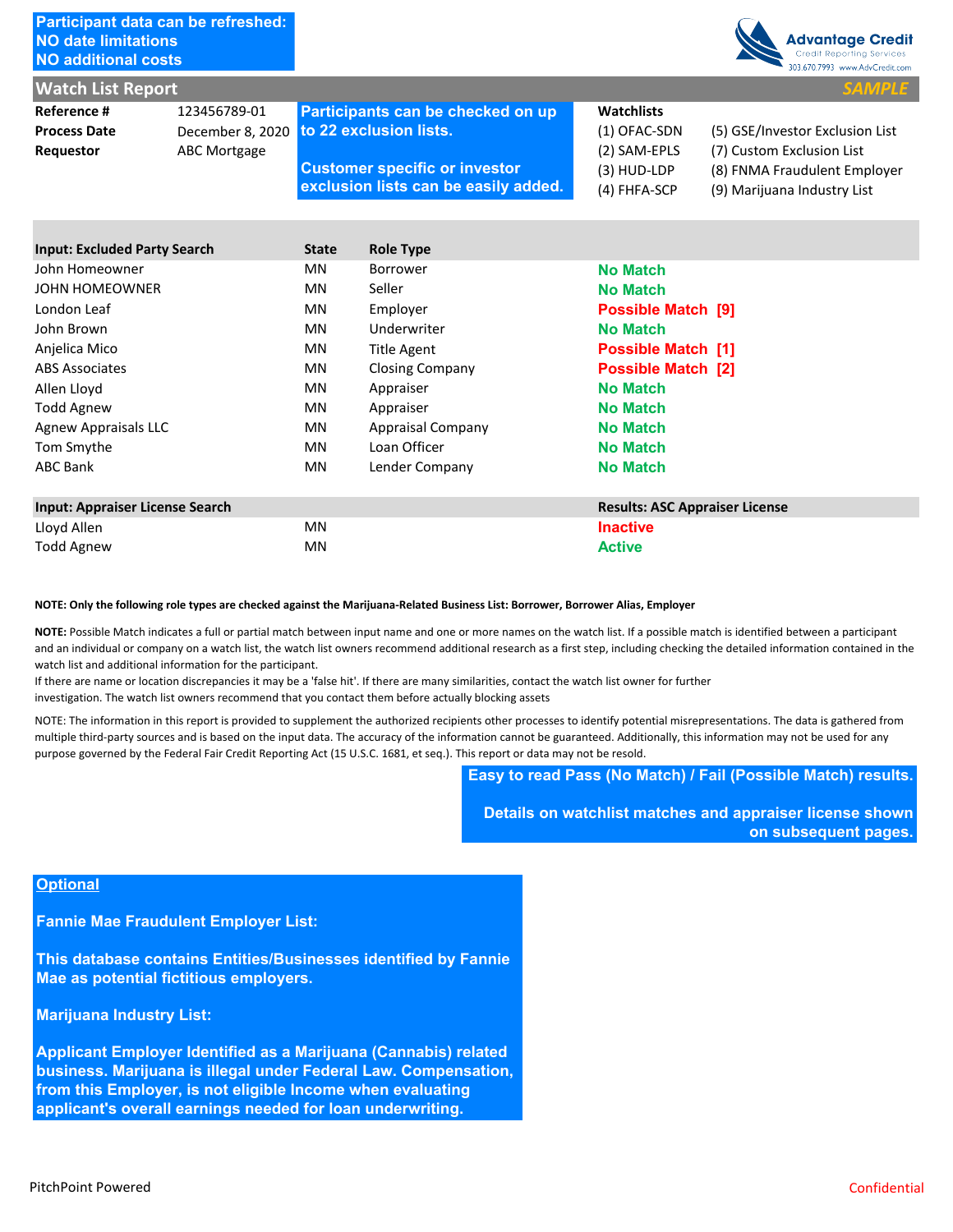**Participant data can be refreshed:**
**NO date limitations**
**NO additional costs**

Advantage Credit
Credit Reporting Services
303.670.7993 www.AdvCredit.com

## Watch List Report

*SAMPLE*

| | |
|---|---|
| **Reference #** | 123456789-01 |
| **Process Date** | December 8, 2020 |
| **Requestor** | ABC Mortgage |

**Participants can be checked on up to 22 exclusion lists.**

**Customer specific or investor exclusion lists can be easily added.**

**Watchlists**

| | |
|---|---|
| (1) OFAC-SDN | (5) GSE/Investor Exclusion List |
| (2) SAM-EPLS | (7) Custom Exclusion List |
| (3) HUD-LDP | (8) FNMA Fraudulent Employer |
| (4) FHFA-SCP | (9) Marijuana Industry List |

| Input: Excluded Party Search | State | Role Type | |
|---|---|---|---|
| John Homeowner | MN | Borrower | No Match |
| JOHN HOMEOWNER | MN | Seller | No Match |
| London Leaf | MN | Employer | Possible Match [9] |
| John Brown | MN | Underwriter | No Match |
| Anjelica Mico | MN | Title Agent | Possible Match [1] |
| ABS Associates | MN | Closing Company | Possible Match [2] |
| Allen Lloyd | MN | Appraiser | No Match |
| Todd Agnew | MN | Appraiser | No Match |
| Agnew Appraisals LLC | MN | Appraisal Company | No Match |
| Tom Smythe | MN | Loan Officer | No Match |
| ABC Bank | MN | Lender Company | No Match |

| Input: Appraiser License Search | | Results: ASC Appraiser License |
|---|---|---|
| Lloyd Allen | MN | Inactive |
| Todd Agnew | MN | Active |

**NOTE: Only the following role types are checked against the Marijuana-Related Business List: Borrower, Borrower Alias, Employer**

**NOTE:** Possible Match indicates a full or partial match between input name and one or more names on the watch list. If a possible match is identified between a participant and an individual or company on a watch list, the watch list owners recommend additional research as a first step, including checking the detailed information contained in the watch list and additional information for the participant.
If there are name or location discrepancies it may be a 'false hit'. If there are many similarities, contact the watch list owner for further investigation. The watch list owners recommend that you contact them before actually blocking assets

NOTE: The information in this report is provided to supplement the authorized recipients other processes to identify potential misrepresentations. The data is gathered from multiple third-party sources and is based on the input data. The accuracy of the information cannot be guaranteed. Additionally, this information may not be used for any purpose governed by the Federal Fair Credit Reporting Act (15 U.S.C. 1681, et seq.). This report or data may not be resold.

**Easy to read Pass (No Match) / Fail (Possible Match) results.**

**Details on watchlist matches and appraiser license shown on subsequent pages.**

**Optional**

**Fannie Mae Fraudulent Employer List:**

**This database contains Entities/Businesses identified by Fannie Mae as potential fictitious employers.**

**Marijuana Industry List:**

**Applicant Employer Identified as a Marijuana (Cannabis) related business. Marijuana is illegal under Federal Law. Compensation, from this Employer, is not eligible Income when evaluating applicant's overall earnings needed for loan underwriting.**

PitchPoint Powered

Confidential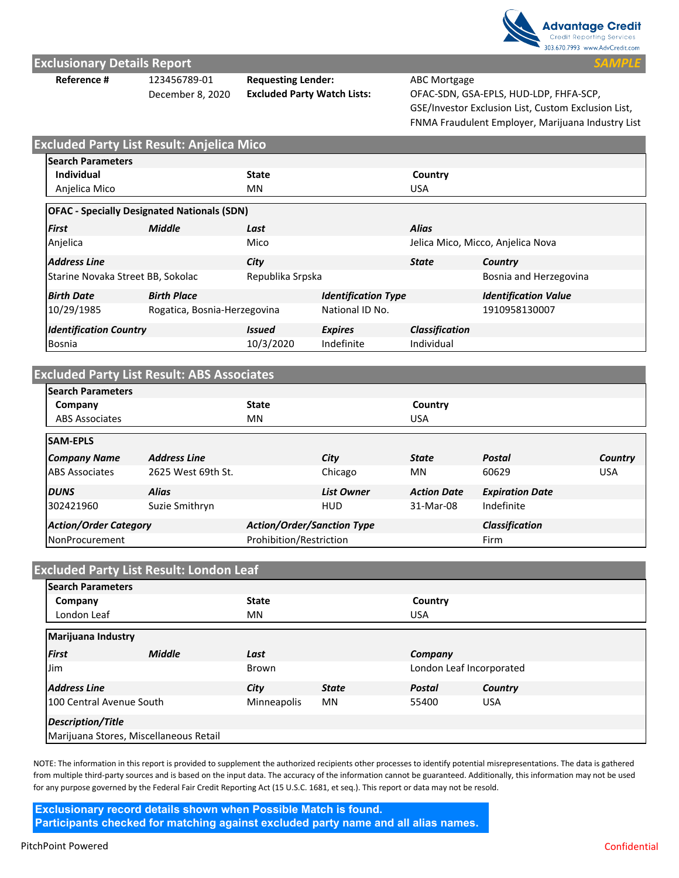Advantage Credit
Credit Reporting Services
303.670.7993 www.AdvCredit.com

## Exclusionary Details Report

*SAMPLE*

| | | | |
|---|---|---|---|
| **Reference #** | 123456789-01 | **Requesting Lender:** | ABC Mortgage |
| | December 8, 2020 | **Excluded Party Watch Lists:** | OFAC-SDN, GSA-EPLS, HUD-LDP, FHFA-SCP, GSE/Investor Exclusion List, Custom Exclusion List, FNMA Fraudulent Employer, Marijuana Industry List |

## Excluded Party List Result: Anjelica Mico

**Search Parameters**

| Individual | State | Country |
|---|---|---|
| Anjelica Mico | MN | USA |

**OFAC - Specially Designated Nationals (SDN)**

| *First* | *Middle* | *Last* | *Alias* |
|---|---|---|---|
| Anjelica | | Mico | Jelica Mico, Micco, Anjelica Nova |

| *Address Line* | *City* | *State* | *Country* |
|---|---|---|---|
| Starine Novaka Street BB, Sokolac | Republika Srpska | | Bosnia and Herzegovina |

| *Birth Date* | *Birth Place* | *Identification Type* | *Identification Value* |
|---|---|---|---|
| 10/29/1985 | Rogatica, Bosnia-Herzegovina | National ID No. | 1910958130007 |

| *Identification Country* | *Issued* | *Expires* | *Classification* |
|---|---|---|---|
| Bosnia | 10/3/2020 | Indefinite | Individual |

## Excluded Party List Result: ABS Associates

**Search Parameters**

| Company | State | Country |
|---|---|---|
| ABS Associates | MN | USA |

**SAM-EPLS**

| *Company Name* | *Address Line* | *City* | *State* | *Postal* | *Country* |
|---|---|---|---|---|---|
| ABS Associates | 2625 West 69th St. | Chicago | MN | 60629 | USA |

| *DUNS* | *Alias* | *List Owner* | *Action Date* | *Expiration Date* |
|---|---|---|---|---|
| 302421960 | Suzie Smithryn | HUD | 31-Mar-08 | Indefinite |

| *Action/Order Category* | *Action/Order/Sanction Type* | *Classification* |
|---|---|---|
| NonProcurement | Prohibition/Restriction | Firm |

## Excluded Party List Result: London Leaf

**Search Parameters**

| Company | State | Country |
|---|---|---|
| London Leaf | MN | USA |

**Marijuana Industry**

| *First* | *Middle* | *Last* | *Company* |
|---|---|---|---|
| Jim | | Brown | London Leaf Incorporated |

| *Address Line* | *City* | *State* | *Postal* | *Country* |
|---|---|---|---|---|
| 100 Central Avenue South | Minneapolis | MN | 55400 | USA |

| *Description/Title* |
|---|
| Marijuana Stores, Miscellaneous Retail |

NOTE: The information in this report is provided to supplement the authorized recipients other processes to identify potential misrepresentations. The data is gathered from multiple third-party sources and is based on the input data. The accuracy of the information cannot be guaranteed. Additionally, this information may not be used for any purpose governed by the Federal Fair Credit Reporting Act (15 U.S.C. 1681, et seq.). This report or data may not be resold.

**Exclusionary record details shown when Possible Match is found.**
**Participants checked for matching against excluded party name and all alias names.**

PitchPoint Powered

Confidential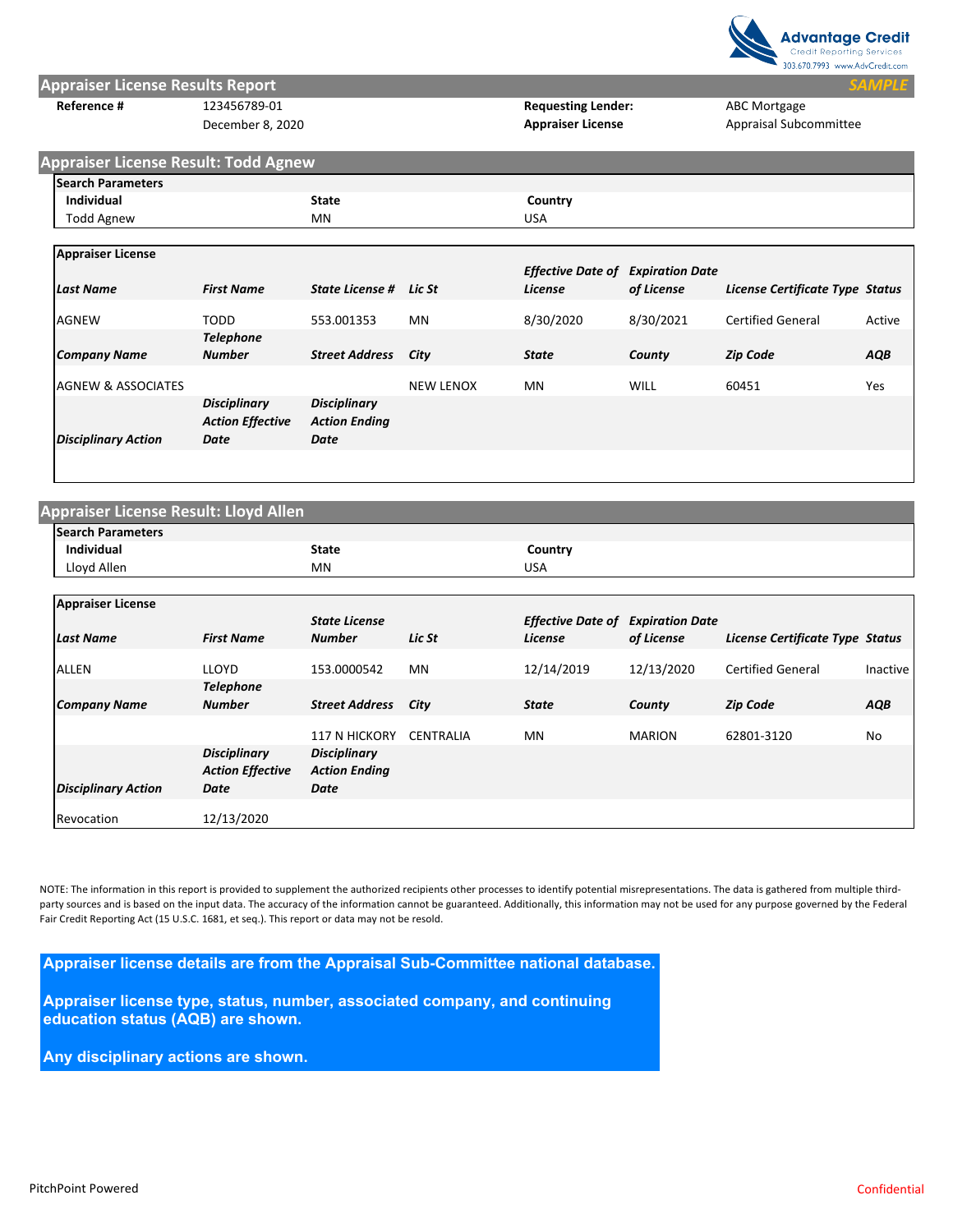Advantage Credit
Credit Reporting Services
303.670.7993 www.AdvCredit.com

## Appraiser License Results Report

*SAMPLE*

| | | | |
|---|---|---|---|
| **Reference #** | 123456789-01 | **Requesting Lender:** | ABC Mortgage |
| | December 8, 2020 | **Appraiser License** | Appraisal Subcommittee |

## Appraiser License Result: Todd Agnew

**Search Parameters**

| Individual | State | Country |
|---|---|---|
| Todd Agnew | MN | USA |

**Appraiser License**

| *Last Name* | *First Name* | *State License #* | *Lic St* | *Effective Date of License* | *Expiration Date of License* | *License Certificate Type* | *Status* |
|---|---|---|---|---|---|---|---|
| AGNEW | TODD | 553.001353 | MN | 8/30/2020 | 8/30/2021 | Certified General | Active |
| ***Company Name*** | ***Telephone Number*** | ***Street Address*** | ***City*** | ***State*** | ***County*** | ***Zip Code*** | ***AQB*** |
| AGNEW & ASSOCIATES | | | NEW LENOX | MN | WILL | 60451 | Yes |
| ***Disciplinary Action*** | ***Disciplinary Action Effective Date*** | ***Disciplinary Action Ending Date*** | | | | | |

## Appraiser License Result: Lloyd Allen

**Search Parameters**

| Individual | State | Country |
|---|---|---|
| Lloyd Allen | MN | USA |

**Appraiser License**

| *Last Name* | *First Name* | *State License Number* | *Lic St* | *Effective Date of License* | *Expiration Date of License* | *License Certificate Type* | *Status* |
|---|---|---|---|---|---|---|---|
| ALLEN | LLOYD | 153.0000542 | MN | 12/14/2019 | 12/13/2020 | Certified General | Inactive |
| ***Company Name*** | ***Telephone Number*** | ***Street Address*** | ***City*** | ***State*** | ***County*** | ***Zip Code*** | ***AQB*** |
| | | 117 N HICKORY | CENTRALIA | MN | MARION | 62801-3120 | No |
| ***Disciplinary Action*** | ***Disciplinary Action Effective Date*** | ***Disciplinary Action Ending Date*** | | | | | |
| Revocation | 12/13/2020 | | | | | | |

NOTE: The information in this report is provided to supplement the authorized recipients other processes to identify potential misrepresentations. The data is gathered from multiple third-party sources and is based on the input data. The accuracy of the information cannot be guaranteed. Additionally, this information may not be used for any purpose governed by the Federal Fair Credit Reporting Act (15 U.S.C. 1681, et seq.). This report or data may not be resold.

**Appraiser license details are from the Appraisal Sub-Committee national database.**

**Appraiser license type, status, number, associated company, and continuing education status (AQB) are shown.**

**Any disciplinary actions are shown.**

PitchPoint Powered

Confidential